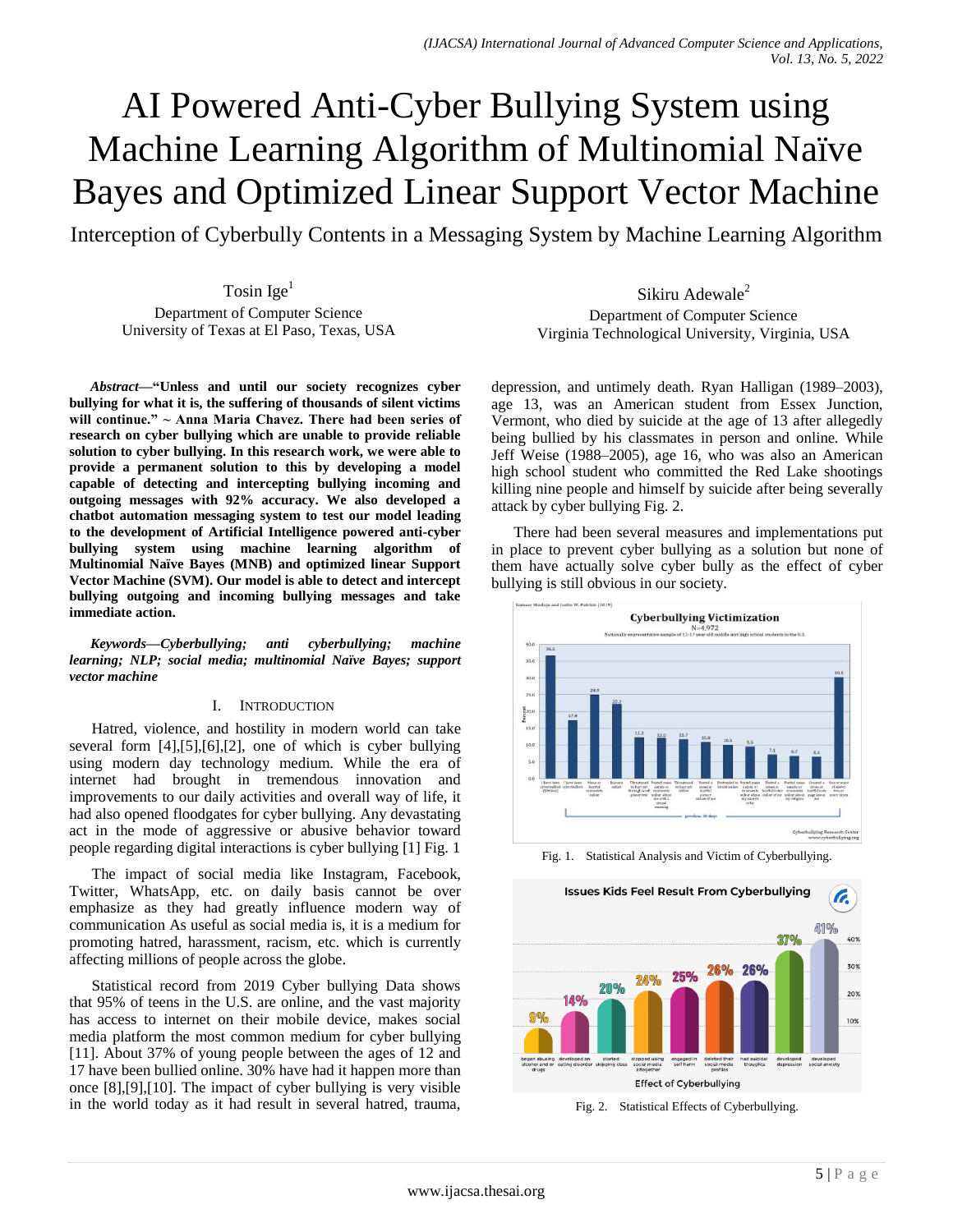# AI Powered Anti-Cyber Bullying System using Machine Learning Algorithm of Multinomial Naïve Bayes and Optimized Linear Support Vector Machine

## Interception of Cyberbully Contents in a Messaging System by Machine Learning Algorithm

Tosin Ige[1]
Department of Computer Science
University of Texas at El Paso, Texas, USA

Sikiru Adewale[2]
Department of Computer Science
Virginia Technological University, Virginia, USA

***Abstract*—"Unless and until our society recognizes cyber bullying for what it is, the suffering of thousands of silent victims will continue." ~ Anna Maria Chavez. There had been series of research on cyber bullying which are unable to provide reliable solution to cyber bullying. In this research work, we were able to provide a permanent solution to this by developing a model capable of detecting and intercepting bullying incoming and outgoing messages with 92% accuracy. We also developed a chatbot automation messaging system to test our model leading to the development of Artificial Intelligence powered anti-cyber bullying system using machine learning algorithm of Multinomial Naïve Bayes (MNB) and optimized linear Support Vector Machine (SVM). Our model is able to detect and intercept bullying outgoing and incoming bullying messages and take immediate action.**

***Keywords*—Cyberbullying; anti cyberbullying; machine learning; NLP; social media; multinomial Naïve Bayes; support vector machine**

## I. Introduction

Hatred, violence, and hostility in modern world can take several form [4],[5],[6],[2], one of which is cyber bullying using modern day technology medium. While the era of internet had brought in tremendous innovation and improvements to our daily activities and overall way of life, it had also opened floodgates for cyber bullying. Any devastating act in the mode of aggressive or abusive behavior toward people regarding digital interactions is cyber bullying [1] Fig. 1

The impact of social media like Instagram, Facebook, Twitter, WhatsApp, etc. on daily basis cannot be over emphasize as they had greatly influence modern way of communication As useful as social media is, it is a medium for promoting hatred, harassment, racism, etc. which is currently affecting millions of people across the globe.

Statistical record from 2019 Cyber bullying Data shows that 95% of teens in the U.S. are online, and the vast majority has access to internet on their mobile device, makes social media platform the most common medium for cyber bullying [11]. About 37% of young people between the ages of 12 and 17 have been bullied online. 30% have had it happen more than once [8],[9],[10]. The impact of cyber bullying is very visible in the world today as it had result in several hatred, trauma, depression, and untimely death. Ryan Halligan (1989–2003), age 13, was an American student from Essex Junction, Vermont, who died by suicide at the age of 13 after allegedly being bullied by his classmates in person and online. While Jeff Weise (1988–2005), age 16, who was also an American high school student who committed the Red Lake shootings killing nine people and himself by suicide after being severally attack by cyber bullying Fig. 2.

There had been several measures and implementations put in place to prevent cyber bullying as a solution but none of them have actually solve cyber bully as the effect of cyber bullying is still obvious in our society.

Fig. 1. Statistical Analysis and Victim of Cyberbullying.

Fig. 2. Statistical Effects of Cyberbullying.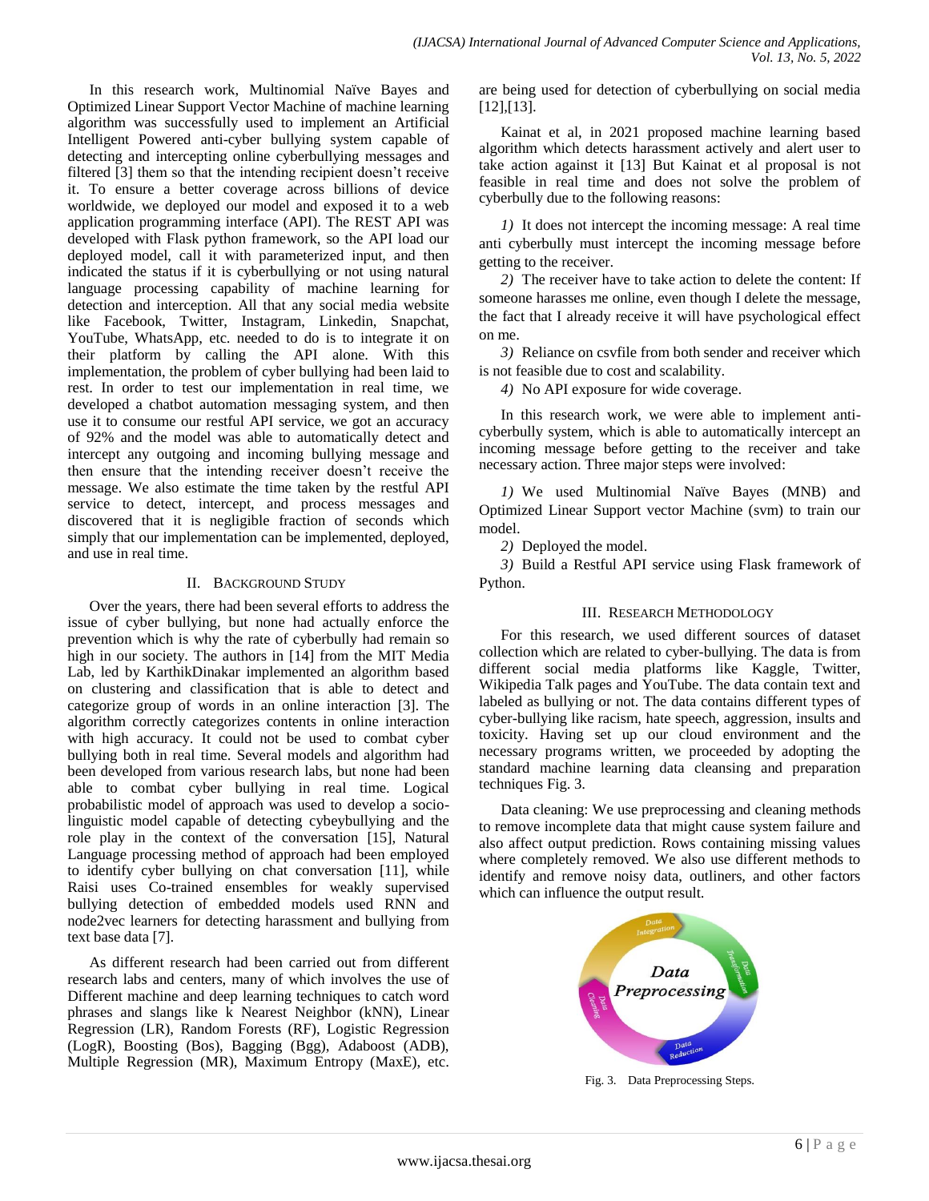In this research work, Multinomial Naïve Bayes and Optimized Linear Support Vector Machine of machine learning algorithm was successfully used to implement an Artificial Intelligent Powered anti-cyber bullying system capable of detecting and intercepting online cyberbullying messages and filtered [3] them so that the intending recipient doesn't receive it. To ensure a better coverage across billions of device worldwide, we deployed our model and exposed it to a web application programming interface (API). The REST API was developed with Flask python framework, so the API load our deployed model, call it with parameterized input, and then indicated the status if it is cyberbullying or not using natural language processing capability of machine learning for detection and interception. All that any social media website like Facebook, Twitter, Instagram, Linkedin, Snapchat, YouTube, WhatsApp, etc. needed to do is to integrate it on their platform by calling the API alone. With this implementation, the problem of cyber bullying had been laid to rest. In order to test our implementation in real time, we developed a chatbot automation messaging system, and then use it to consume our restful API service, we got an accuracy of 92% and the model was able to automatically detect and intercept any outgoing and incoming bullying message and then ensure that the intending receiver doesn't receive the message. We also estimate the time taken by the restful API service to detect, intercept, and process messages and discovered that it is negligible fraction of seconds which simply that our implementation can be implemented, deployed, and use in real time.

## II. Background Study

Over the years, there had been several efforts to address the issue of cyber bullying, but none had actually enforce the prevention which is why the rate of cyberbully had remain so high in our society. The authors in [14] from the MIT Media Lab, led by KarthikDinakar implemented an algorithm based on clustering and classification that is able to detect and categorize group of words in an online interaction [3]. The algorithm correctly categorizes contents in online interaction with high accuracy. It could not be used to combat cyber bullying both in real time. Several models and algorithm had been developed from various research labs, but none had been able to combat cyber bullying in real time. Logical probabilistic model of approach was used to develop a socio-linguistic model capable of detecting cybeybullying and the role play in the context of the conversation [15], Natural Language processing method of approach had been employed to identify cyber bullying on chat conversation [11], while Raisi uses Co-trained ensembles for weakly supervised bullying detection of embedded models used RNN and node2vec learners for detecting harassment and bullying from text base data [7].

As different research had been carried out from different research labs and centers, many of which involves the use of Different machine and deep learning techniques to catch word phrases and slangs like k Nearest Neighbor (kNN), Linear Regression (LR), Random Forests (RF), Logistic Regression (LogR), Boosting (Bos), Bagging (Bgg), Adaboost (ADB), Multiple Regression (MR), Maximum Entropy (MaxE), etc. are being used for detection of cyberbullying on social media [12],[13].

Kainat et al, in 2021 proposed machine learning based algorithm which detects harassment actively and alert user to take action against it [13] But Kainat et al proposal is not feasible in real time and does not solve the problem of cyberbully due to the following reasons:

1) It does not intercept the incoming message: A real time anti cyberbully must intercept the incoming message before getting to the receiver.

2) The receiver have to take action to delete the content: If someone harasses me online, even though I delete the message, the fact that I already receive it will have psychological effect on me.

3) Reliance on csvfile from both sender and receiver which is not feasible due to cost and scalability.

4) No API exposure for wide coverage.

In this research work, we were able to implement anti-cyberbully system, which is able to automatically intercept an incoming message before getting to the receiver and take necessary action. Three major steps were involved:

1) We used Multinomial Naïve Bayes (MNB) and Optimized Linear Support vector Machine (svm) to train our model.

2) Deployed the model.

3) Build a Restful API service using Flask framework of Python.

## III. Research Methodology

For this research, we used different sources of dataset collection which are related to cyber-bullying. The data is from different social media platforms like Kaggle, Twitter, Wikipedia Talk pages and YouTube. The data contain text and labeled as bullying or not. The data contains different types of cyber-bullying like racism, hate speech, aggression, insults and toxicity. Having set up our cloud environment and the necessary programs written, we proceeded by adopting the standard machine learning data cleansing and preparation techniques Fig. 3.

Data cleaning: We use preprocessing and cleaning methods to remove incomplete data that might cause system failure and also affect output prediction. Rows containing missing values where completely removed. We also use different methods to identify and remove noisy data, outliners, and other factors which can influence the output result.

Fig. 3. Data Preprocessing Steps.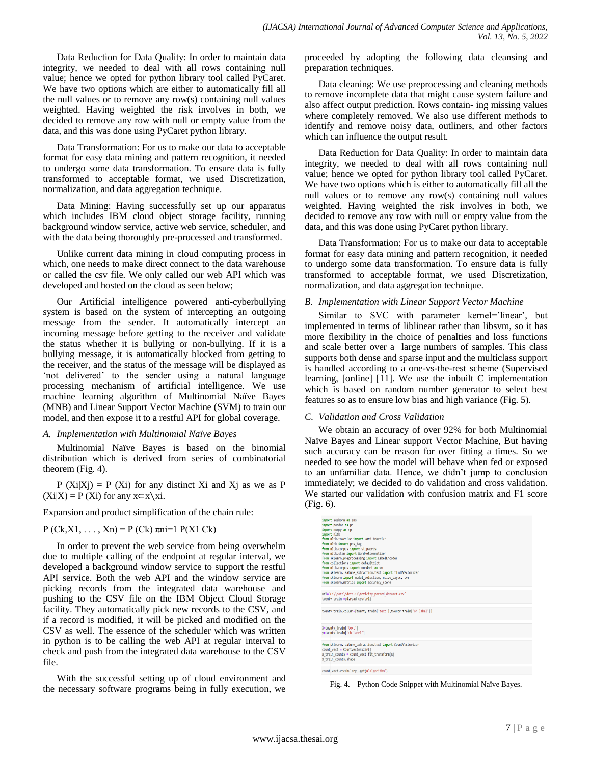Data Reduction for Data Quality: In order to maintain data integrity, we needed to deal with all rows containing null value; hence we opted for python library tool called PyCaret. We have two options which are either to automatically fill all the null values or to remove any row(s) containing null values weighted. Having weighted the risk involves in both, we decided to remove any row with null or empty value from the data, and this was done using PyCaret python library.

Data Transformation: For us to make our data to acceptable format for easy data mining and pattern recognition, it needed to undergo some data transformation. To ensure data is fully transformed to acceptable format, we used Discretization, normalization, and data aggregation technique.

Data Mining: Having successfully set up our apparatus which includes IBM cloud object storage facility, running background window service, active web service, scheduler, and with the data being thoroughly pre-processed and transformed.

Unlike current data mining in cloud computing process in which, one needs to make direct connect to the data warehouse or called the csv file. We only called our web API which was developed and hosted on the cloud as seen below;

Our Artificial intelligence powered anti-cyberbullying system is based on the system of intercepting an outgoing message from the sender. It automatically intercept an incoming message before getting to the receiver and validate the status whether it is bullying or non-bullying. If it is a bullying message, it is automatically blocked from getting to the receiver, and the status of the message will be displayed as 'not delivered' to the sender using a natural language processing mechanism of artificial intelligence. We use machine learning algorithm of Multinomial Naïve Bayes (MNB) and Linear Support Vector Machine (SVM) to train our model, and then expose it to a restful API for global coverage.

### *A. Implementation with Multinomial Naïve Bayes*

Multinomial Naïve Bayes is based on the binomial distribution which is derived from series of combinatorial theorem (Fig. 4).

$P(Xi|Xj) = P(Xi)$ for any distinct Xi and Xj as we as $P(Xi|X) = P(Xi)$ for any $x \subset x \setminus xi$.

Expansion and product simplification of the chain rule:

$P(Ck, X1, \ldots, Xn) = P(Ck)\ \pi ni{=}1\ P(X1|Ck)$

In order to prevent the web service from being overwhelm due to multiple calling of the endpoint at regular interval, we developed a background window service to support the restful API service. Both the web API and the window service are picking records from the integrated data warehouse and pushing to the CSV file on the IBM Object Cloud Storage facility. They automatically pick new records to the CSV, and if a record is modified, it will be picked and modified on the CSV as well. The essence of the scheduler which was written in python is to be calling the web API at regular interval to check and push from the integrated data warehouse to the CSV file.

With the successful setting up of cloud environment and the necessary software programs being in fully execution, we proceeded by adopting the following data cleansing and preparation techniques.

Data cleaning: We use preprocessing and cleaning methods to remove incomplete data that might cause system failure and also affect output prediction. Rows contain- ing missing values where completely removed. We also use different methods to identify and remove noisy data, outliners, and other factors which can influence the output result.

Data Reduction for Data Quality: In order to maintain data integrity, we needed to deal with all rows containing null value; hence we opted for python library tool called PyCaret. We have two options which is either to automatically fill all the null values or to remove any row(s) containing null values weighted. Having weighted the risk involves in both, we decided to remove any row with null or empty value from the data, and this was done using PyCaret python library.

Data Transformation: For us to make our data to acceptable format for easy data mining and pattern recognition, it needed to undergo some data transformation. To ensure data is fully transformed to acceptable format, we used Discretization, normalization, and data aggregation technique.

### *B. Implementation with Linear Support Vector Machine*

Similar to SVC with parameter kernel='linear', but implemented in terms of liblinear rather than libsvm, so it has more flexibility in the choice of penalties and loss functions and scale better over a large numbers of samples. This class supports both dense and sparse input and the multiclass support is handled according to a one-vs-the-rest scheme (Supervised learning, [online] [11]. We use the inbuilt C implementation which is based on random number generator to select best features so as to ensure low bias and high variance (Fig. 5).

### *C. Validation and Cross Validation*

We obtain an accuracy of over 92% for both Multinomial Naïve Bayes and Linear support Vector Machine, But having such accuracy can be reason for over fitting a times. So we needed to see how the model will behave when fed or exposed to an unfamiliar data. Hence, we didn't jump to conclusion immediately; we decided to do validation and cross validation. We started our validation with confusion matrix and F1 score (Fig. 6).

```
import seaborn as sns
import pandas as pd
import numpy as np
import nltk
from nltk.tokenize import word_tokenize
from nltk import pos_tag
from nltk.corpus import stopwords
from nltk.stem import WordNetLemmatizer
from sklearn.preprocessing import LabelEncoder
from collections import defaultdict
from nltk.corpus import wordnet as wn
from sklearn.feature_extraction.text import TfidfVectorizer
from sklearn import model_selection, naive_bayes, svm
from sklearn.metrics import accuracy_score

url="C:\\data\\data-1\\toxicity_parsed_dataset.csv"
twenty_train =pd.read_csv(url)

twenty_train.column=[twenty_train['text'],twenty_train['oh_label']]

X=twenty_train['text']
y=twenty_train['oh_label']

from sklearn.feature_extraction.text import CountVectorizer
count_vect = CountVectorizer()
X_train_counts = count_vect.fit_transform(X)
X_train_counts.shape

count_vect.vocabulary_.get(u'algorithm')
```

Fig. 4. Python Code Snippet with Multinomial Naïve Bayes.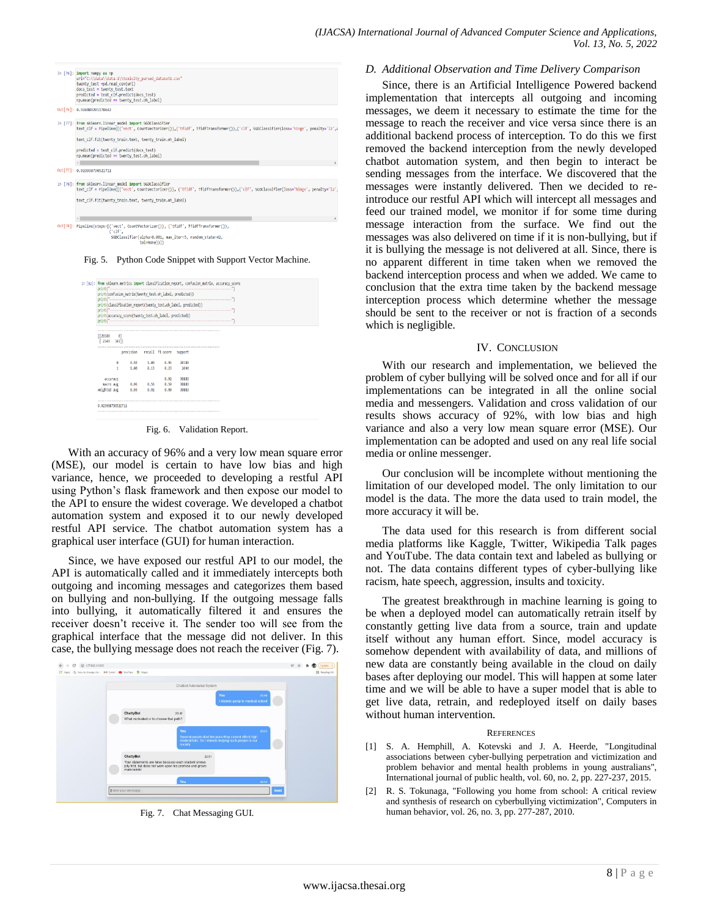```
In [76]: import numpy as np
         url="C:\\data\\data-1\\toxicity_parsed_dataset1.csv"
         twenty_test =pd.read_csv(url)
         docs_test = twenty_test.text
         predicted = text_clf.predict(docs_test)
         np.mean(predicted == twenty_test.oh_label)

Out[76]: 0.9264892011786642

In [77]: from sklearn.linear_model import SGDClassifier
         text_clf = Pipeline([('vect', CountVectorizer()),('tfidf', TfidfTransformer()),('clf', SGDClassifier(loss='hinge', penalty='l2',

         text_clf.fit(twenty_train.text, twenty_train.oh_label)

         predicted = text_clf.predict(docs_test)
         np.mean(predicted == twenty_test.oh_label)

Out[77]: 0.923938730521711

In [78]: from sklearn.linear_model import SGDClassifier
         text_clf = Pipeline([('vect', CountVectorizer()), ('tfidf', TfidfTransformer()),('clf', SGDClassifier(loss='hinge', penalty='l2',

         text_clf.fit(twenty_train.text, twenty_train.oh_label)

Out[78]: Pipeline(steps=[('vect', CountVectorizer()), ('tfidf', TfidfTransformer()),
                         ('clf',
                          SGDClassifier(alpha=0.001, max_iter=5, random_state=42,
                                        tol=None))])
```

Fig. 5. Python Code Snippet with Support Vector Machine.

```
In [82]: from sklearn.metrics import classification_report, confusion_matrix, accuracy_score
         print("-------------------------------------------------------------------")
         print(confusion_matrix(twenty_test.oh_label, predicted))
         print("-------------------------------------------------------------------")
         print(classification_report(twenty_test.oh_label, predicted))
         print("-------------------------------------------------------------------")
         print(accuracy_score(twenty_test.oh_label, predicted))
         print("-------------------------------------------------------------------")

[[28189     0]
 [ 2349   345]]

              precision    recall  f1-score   support

           0       0.92      1.00      0.96     28189
           1       1.00      0.13      0.23      2694

    accuracy                           0.92     30883
   macro avg       0.96      0.56      0.59     30883
weighted avg       0.93      0.92      0.90     30883

0.923938730521711
```

Fig. 6. Validation Report.

With an accuracy of 96% and a very low mean square error (MSE), our model is certain to have low bias and high variance, hence, we proceeded to developing a restful API using Python's flask framework and then expose our model to the API to ensure the widest coverage. We developed a chatbot automation system and exposed it to our newly developed restful API service. The chatbot automation system has a graphical user interface (GUI) for human interaction.

Since, we have exposed our restful API to our model, the API is automatically called and it immediately intercepts both outgoing and incoming messages and categorizes them based on bullying and non-bullying. If the outgoing message falls into bullying, it automatically filtered it and ensures the receiver doesn't receive it. The sender too will see from the graphical interface that the message did not deliver. In this case, the bullying message does not reach the receiver (Fig. 7).

Fig. 7. Chat Messaging GUI.

### D. Additional Observation and Time Delivery Comparison

Since, there is an Artificial Intelligence Powered backend implementation that intercepts all outgoing and incoming messages, we deem it necessary to estimate the time for the message to reach the receiver and vice versa since there is an additional backend process of interception. To do this we first removed the backend interception from the newly developed chatbot automation system, and then begin to interact be sending messages from the interface. We discovered that the messages were instantly delivered. Then we decided to re-introduce our restful API which will intercept all messages and feed our trained model, we monitor it for some time during message interaction from the surface. We find out the messages was also delivered on time if it is non-bullying, but if it is bullying the message is not delivered at all. Since, there is no apparent different in time taken when we removed the backend interception process and when we added. We came to conclusion that the extra time taken by the backend message interception process which determine whether the message should be sent to the receiver or not is fraction of a seconds which is negligible.

## IV. Conclusion

With our research and implementation, we believed the problem of cyber bullying will be solved once and for all if our implementations can be integrated in all the online social media and messengers. Validation and cross validation of our results shows accuracy of 92%, with low bias and high variance and also a very low mean square error (MSE). Our implementation can be adopted and used on any real life social media or online messenger.

Our conclusion will be incomplete without mentioning the limitation of our developed model. The only limitation to our model is the data. The more the data used to train model, the more accuracy it will be.

The data used for this research is from different social media platforms like Kaggle, Twitter, Wikipedia Talk pages and YouTube. The data contain text and labeled as bullying or not. The data contains different types of cyber-bullying like racism, hate speech, aggression, insults and toxicity.

The greatest breakthrough in machine learning is going to be when a deployed model can automatically retrain itself by constantly getting live data from a source, train and update itself without any human effort. Since, model accuracy is somehow dependent with availability of data, and millions of new data are constantly being available in the cloud on daily bases after deploying our model. This will happen at some later time and we will be able to have a super model that is able to get live data, retrain, and redeployed itself on daily bases without human intervention.

## References

[1] S. A. Hemphill, A. Kotevski and J. A. Heerde, "Longitudinal associations between cyber-bullying perpetration and victimization and problem behavior and mental health problems in young australians", International journal of public health, vol. 60, no. 2, pp. 227-237, 2015.

[2] R. S. Tokunaga, "Following you home from school: A critical review and synthesis of research on cyberbullying victimization", Computers in human behavior, vol. 26, no. 3, pp. 277-287, 2010.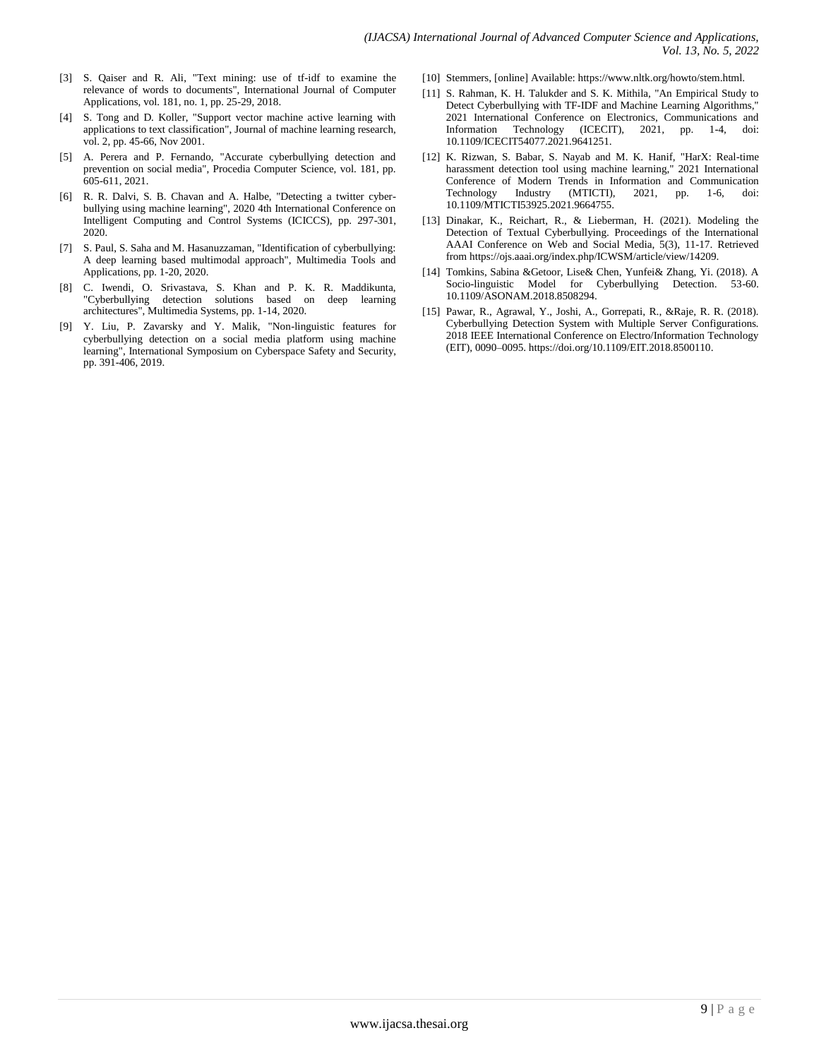[3] S. Qaiser and R. Ali, "Text mining: use of tf-idf to examine the relevance of words to documents", International Journal of Computer Applications, vol. 181, no. 1, pp. 25-29, 2018.

[4] S. Tong and D. Koller, "Support vector machine active learning with applications to text classification", Journal of machine learning research, vol. 2, pp. 45-66, Nov 2001.

[5] A. Perera and P. Fernando, "Accurate cyberbullying detection and prevention on social media", Procedia Computer Science, vol. 181, pp. 605-611, 2021.

[6] R. R. Dalvi, S. B. Chavan and A. Halbe, "Detecting a twitter cyber-bullying using machine learning", 2020 4th International Conference on Intelligent Computing and Control Systems (ICICCS), pp. 297-301, 2020.

[7] S. Paul, S. Saha and M. Hasanuzzaman, "Identification of cyberbullying: A deep learning based multimodal approach", Multimedia Tools and Applications, pp. 1-20, 2020.

[8] C. Iwendi, O. Srivastava, S. Khan and P. K. R. Maddikunta, "Cyberbullying detection solutions based on deep learning architectures", Multimedia Systems, pp. 1-14, 2020.

[9] Y. Liu, P. Zavarsky and Y. Malik, "Non-linguistic features for cyberbullying detection on a social media platform using machine learning", International Symposium on Cyberspace Safety and Security, pp. 391-406, 2019.

[10] Stemmers, [online] Available: https://www.nltk.org/howto/stem.html.

[11] S. Rahman, K. H. Talukder and S. K. Mithila, "An Empirical Study to Detect Cyberbullying with TF-IDF and Machine Learning Algorithms," 2021 International Conference on Electronics, Communications and Information Technology (ICECIT), 2021, pp. 1-4, doi: 10.1109/ICECIT54077.2021.9641251.

[12] K. Rizwan, S. Babar, S. Nayab and M. K. Hanif, "HarX: Real-time harassment detection tool using machine learning," 2021 International Conference of Modern Trends in Information and Communication Technology Industry (MTICTI), 2021, pp. 1-6, doi: 10.1109/MTICTI53925.2021.9664755.

[13] Dinakar, K., Reichart, R., & Lieberman, H. (2021). Modeling the Detection of Textual Cyberbullying. Proceedings of the International AAAI Conference on Web and Social Media, 5(3), 11-17. Retrieved from https://ojs.aaai.org/index.php/ICWSM/article/view/14209.

[14] Tomkins, Sabina &Getoor, Lise& Chen, Yunfei& Zhang, Yi. (2018). A Socio-linguistic Model for Cyberbullying Detection. 53-60. 10.1109/ASONAM.2018.8508294.

[15] Pawar, R., Agrawal, Y., Joshi, A., Gorrepati, R., &Raje, R. R. (2018). Cyberbullying Detection System with Multiple Server Configurations. 2018 IEEE International Conference on Electro/Information Technology (EIT), 0090–0095. https://doi.org/10.1109/EIT.2018.8500110.